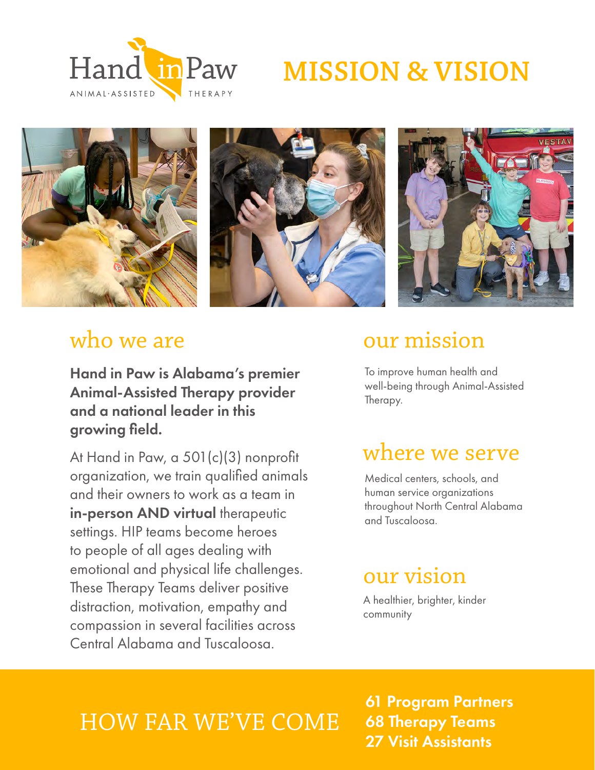Hand in Paw
ANIMAL-ASSISTED THERAPY

# MISSION & VISION

## who we are

**Hand in Paw is Alabama's premier Animal-Assisted Therapy provider and a national leader in this growing field.**

At Hand in Paw, a 501(c)(3) nonprofit organization, we train qualified animals and their owners to work as a team in **in-person AND virtual** therapeutic settings. HIP teams become heroes to people of all ages dealing with emotional and physical life challenges. These Therapy Teams deliver positive distraction, motivation, empathy and compassion in several facilities across Central Alabama and Tuscaloosa.

## our mission

To improve human health and well-being through Animal-Assisted Therapy.

## where we serve

Medical centers, schools, and human service organizations throughout North Central Alabama and Tuscaloosa.

## our vision

A healthier, brighter, kinder community

## HOW FAR WE'VE COME

**61 Program Partners**
**68 Therapy Teams**
**27 Visit Assistants**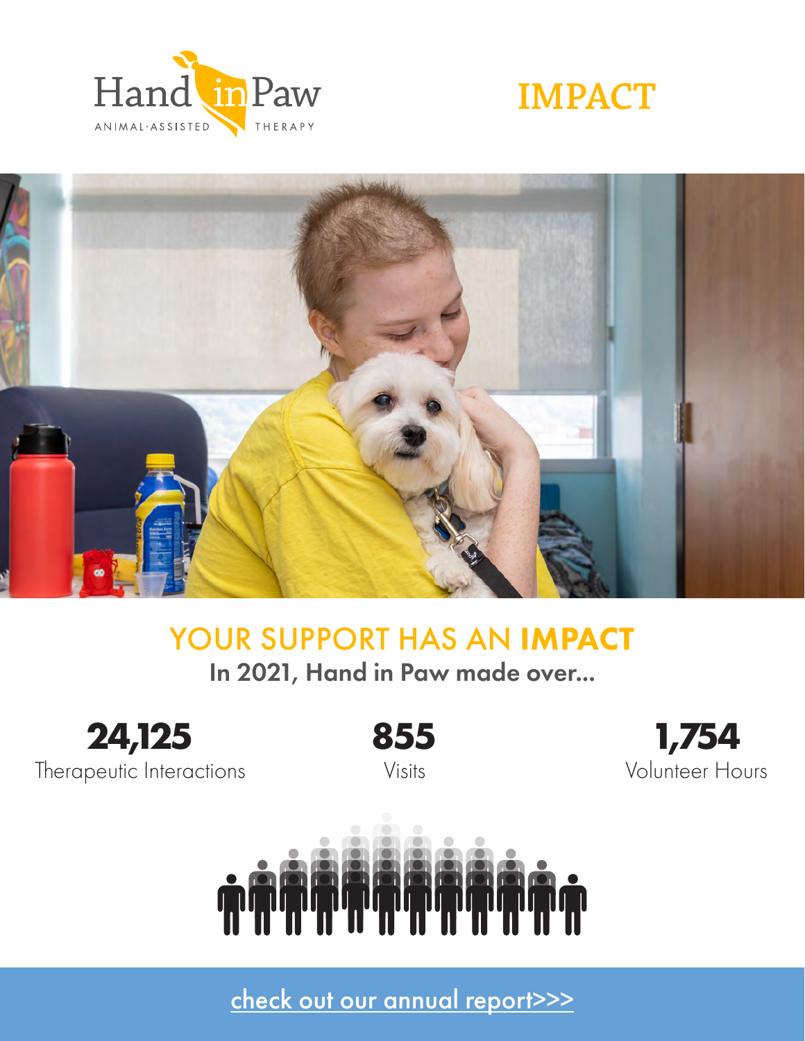Hand in Paw
ANIMAL-ASSISTED THERAPY

# IMPACT

## YOUR SUPPORT HAS AN **IMPACT**

**In 2021, Hand in Paw made over...**

**24,125**
Therapeutic Interactions

**855**
Visits

**1,754**
Volunteer Hours

check out our annual report>>>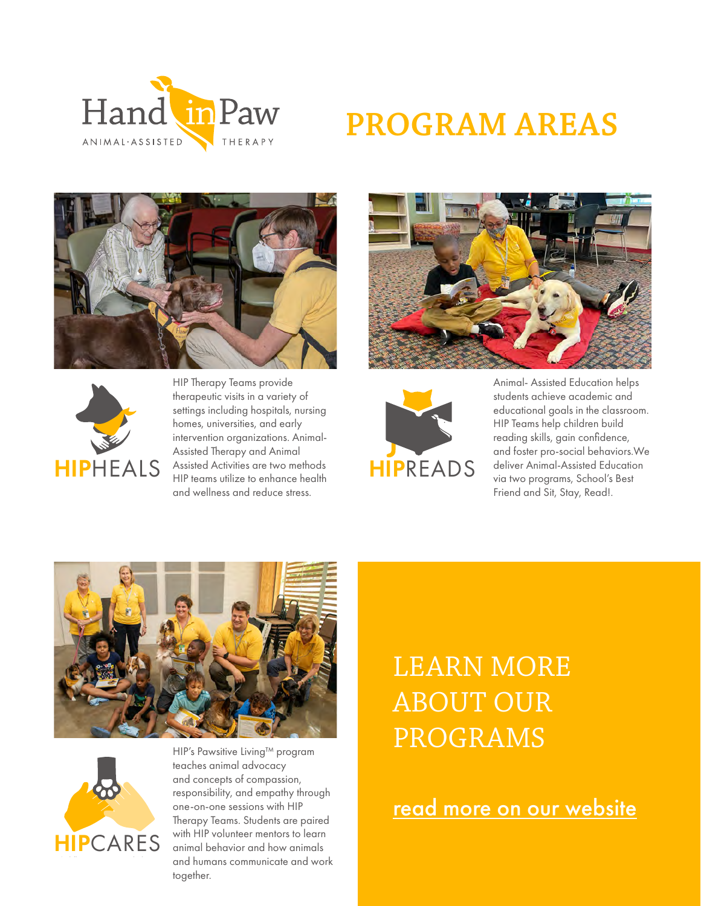Hand in Paw

ANIMAL·ASSISTED THERAPY

# PROGRAM AREAS

## HIPHEALS

HIP Therapy Teams provide therapeutic visits in a variety of settings including hospitals, nursing homes, universities, and early intervention organizations. Animal-Assisted Therapy and Animal Assisted Activities are two methods HIP teams utilize to enhance health and wellness and reduce stress.

## HIPREADS

Animal- Assisted Education helps students achieve academic and educational goals in the classroom. HIP Teams help children build reading skills, gain confidence, and foster pro-social behaviors.We deliver Animal-Assisted Education via two programs, School's Best Friend and Sit, Stay, Read!.

## HIPCARES

HIP's Pawsitive Living™ program teaches animal advocacy and concepts of compassion, responsibility, and empathy through one-on-one sessions with HIP Therapy Teams. Students are paired with HIP volunteer mentors to learn animal behavior and how animals and humans communicate and work together.

## LEARN MORE ABOUT OUR PROGRAMS

read more on our website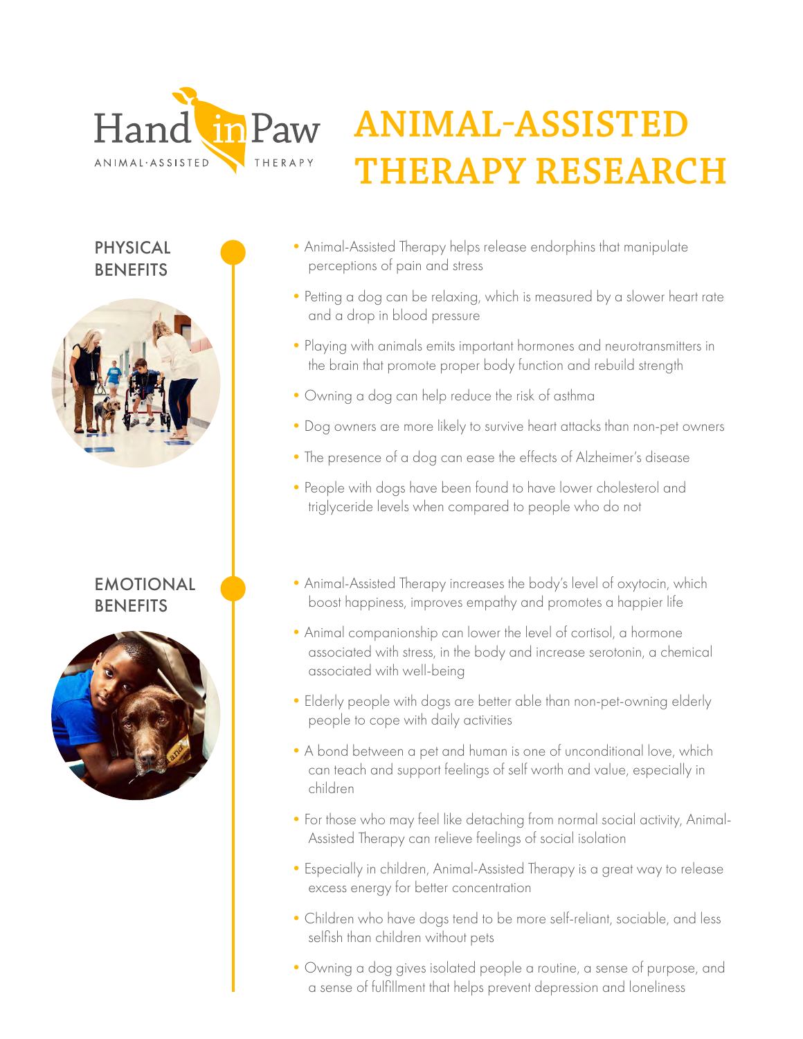Hand in Paw ANIMAL-ASSISTED THERAPY

# ANIMAL-ASSISTED THERAPY RESEARCH

## PHYSICAL BENEFITS

- Animal-Assisted Therapy helps release endorphins that manipulate perceptions of pain and stress
- Petting a dog can be relaxing, which is measured by a slower heart rate and a drop in blood pressure
- Playing with animals emits important hormones and neurotransmitters in the brain that promote proper body function and rebuild strength
- Owning a dog can help reduce the risk of asthma
- Dog owners are more likely to survive heart attacks than non-pet owners
- The presence of a dog can ease the effects of Alzheimer's disease
- People with dogs have been found to have lower cholesterol and triglyceride levels when compared to people who do not

## EMOTIONAL BENEFITS

- Animal-Assisted Therapy increases the body's level of oxytocin, which boost happiness, improves empathy and promotes a happier life
- Animal companionship can lower the level of cortisol, a hormone associated with stress, in the body and increase serotonin, a chemical associated with well-being
- Elderly people with dogs are better able than non-pet-owning elderly people to cope with daily activities
- A bond between a pet and human is one of unconditional love, which can teach and support feelings of self worth and value, especially in children
- For those who may feel like detaching from normal social activity, Animal-Assisted Therapy can relieve feelings of social isolation
- Especially in children, Animal-Assisted Therapy is a great way to release excess energy for better concentration
- Children who have dogs tend to be more self-reliant, sociable, and less selfish than children without pets
- Owning a dog gives isolated people a routine, a sense of purpose, and a sense of fulfillment that helps prevent depression and loneliness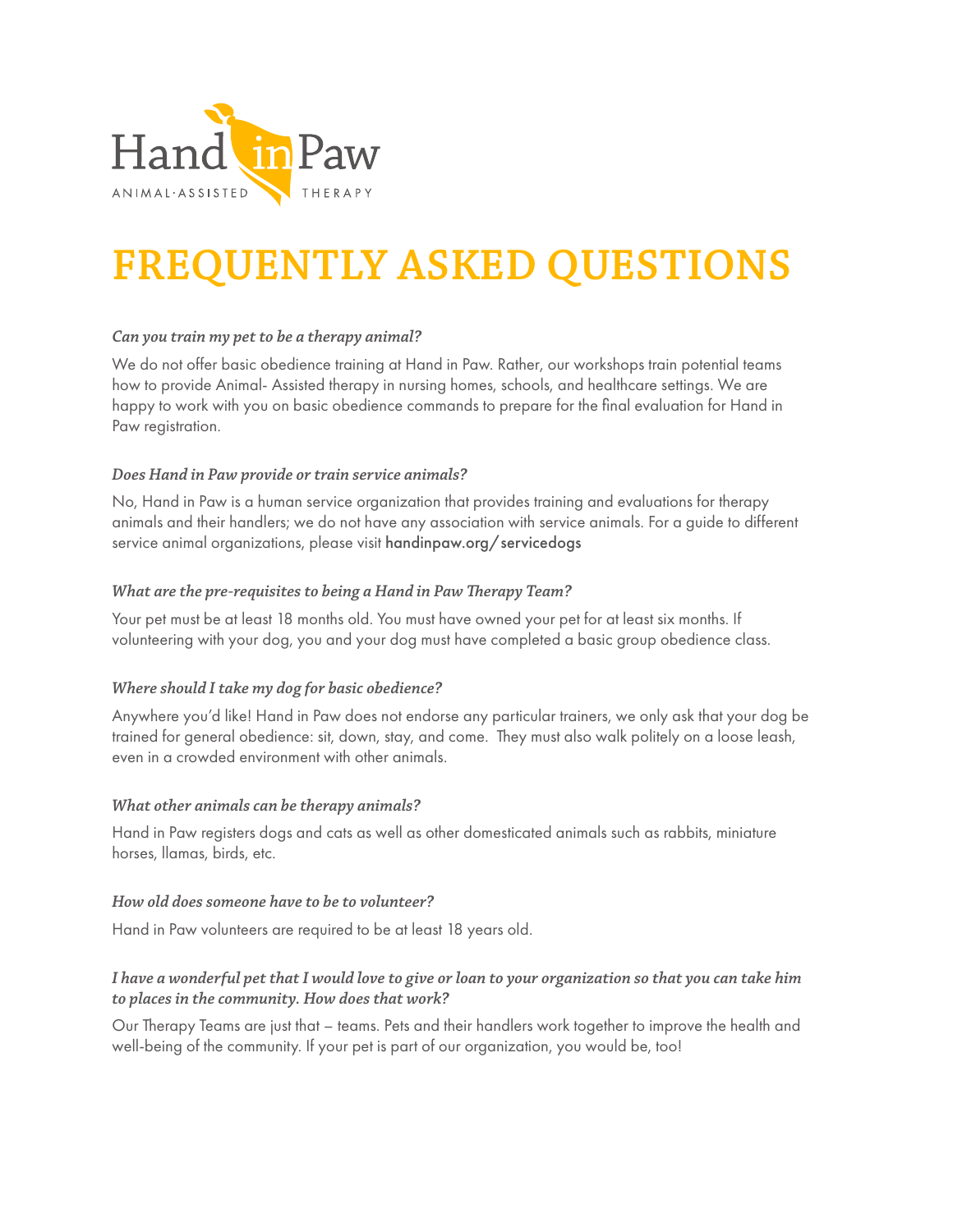Hand in Paw

ANIMAL·ASSISTED THERAPY

# FREQUENTLY ASKED QUESTIONS

*Can you train my pet to be a therapy animal?*

We do not offer basic obedience training at Hand in Paw. Rather, our workshops train potential teams how to provide Animal- Assisted therapy in nursing homes, schools, and healthcare settings. We are happy to work with you on basic obedience commands to prepare for the final evaluation for Hand in Paw registration.

*Does Hand in Paw provide or train service animals?*

No, Hand in Paw is a human service organization that provides training and evaluations for therapy animals and their handlers; we do not have any association with service animals. For a guide to different service animal organizations, please visit handinpaw.org/servicedogs

*What are the pre-requisites to being a Hand in Paw Therapy Team?*

Your pet must be at least 18 months old. You must have owned your pet for at least six months. If volunteering with your dog, you and your dog must have completed a basic group obedience class.

*Where should I take my dog for basic obedience?*

Anywhere you'd like! Hand in Paw does not endorse any particular trainers, we only ask that your dog be trained for general obedience: sit, down, stay, and come. They must also walk politely on a loose leash, even in a crowded environment with other animals.

*What other animals can be therapy animals?*

Hand in Paw registers dogs and cats as well as other domesticated animals such as rabbits, miniature horses, llamas, birds, etc.

*How old does someone have to be to volunteer?*

Hand in Paw volunteers are required to be at least 18 years old.

*I have a wonderful pet that I would love to give or loan to your organization so that you can take him to places in the community. How does that work?*

Our Therapy Teams are just that – teams. Pets and their handlers work together to improve the health and well-being of the community. If your pet is part of our organization, you would be, too!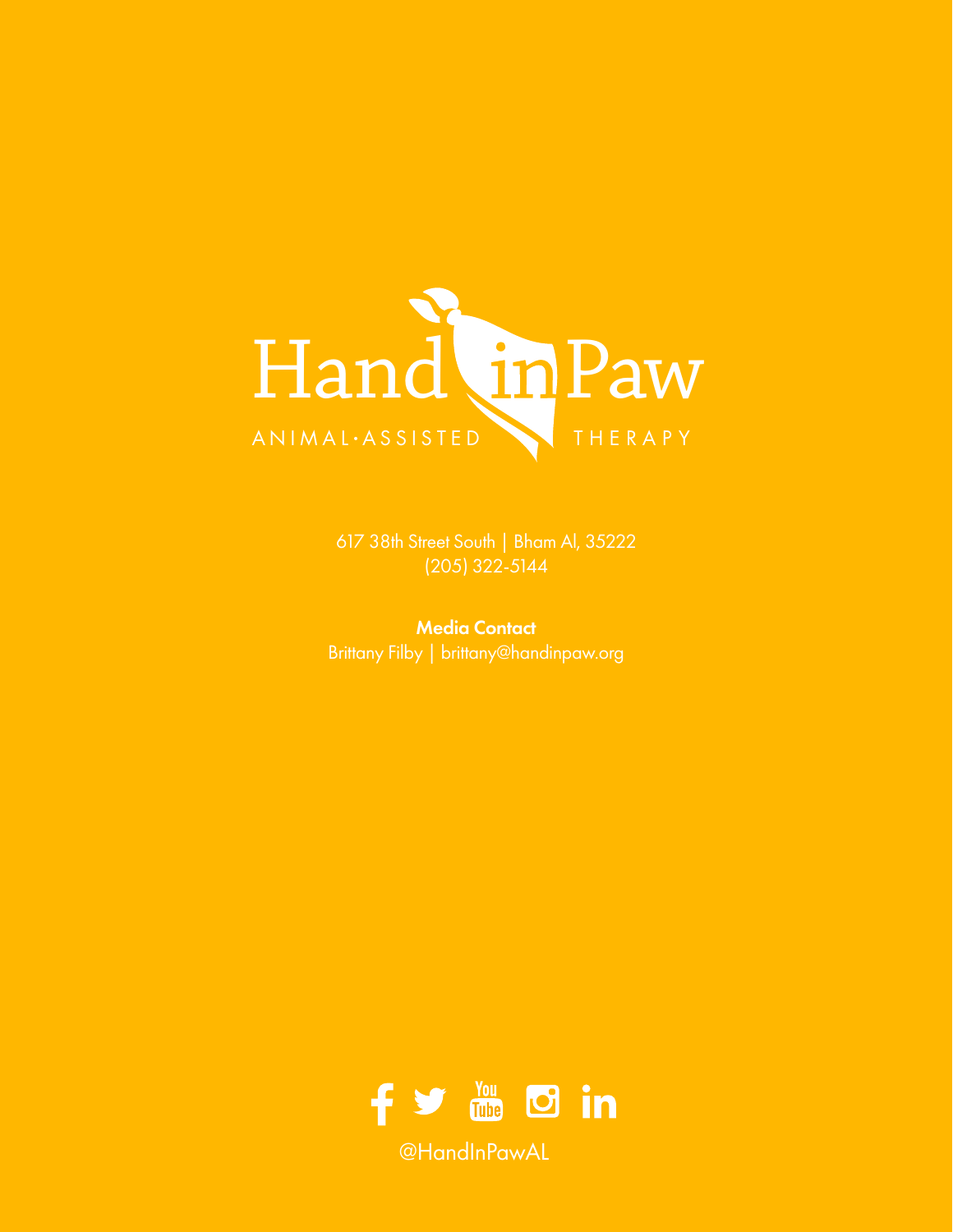Hand in Paw

ANIMAL·ASSISTED THERAPY

617 38th Street South | Bham Al, 35222
(205) 322-5144

**Media Contact**
Brittany Filby | brittany@handinpaw.org

@HandInPawAL